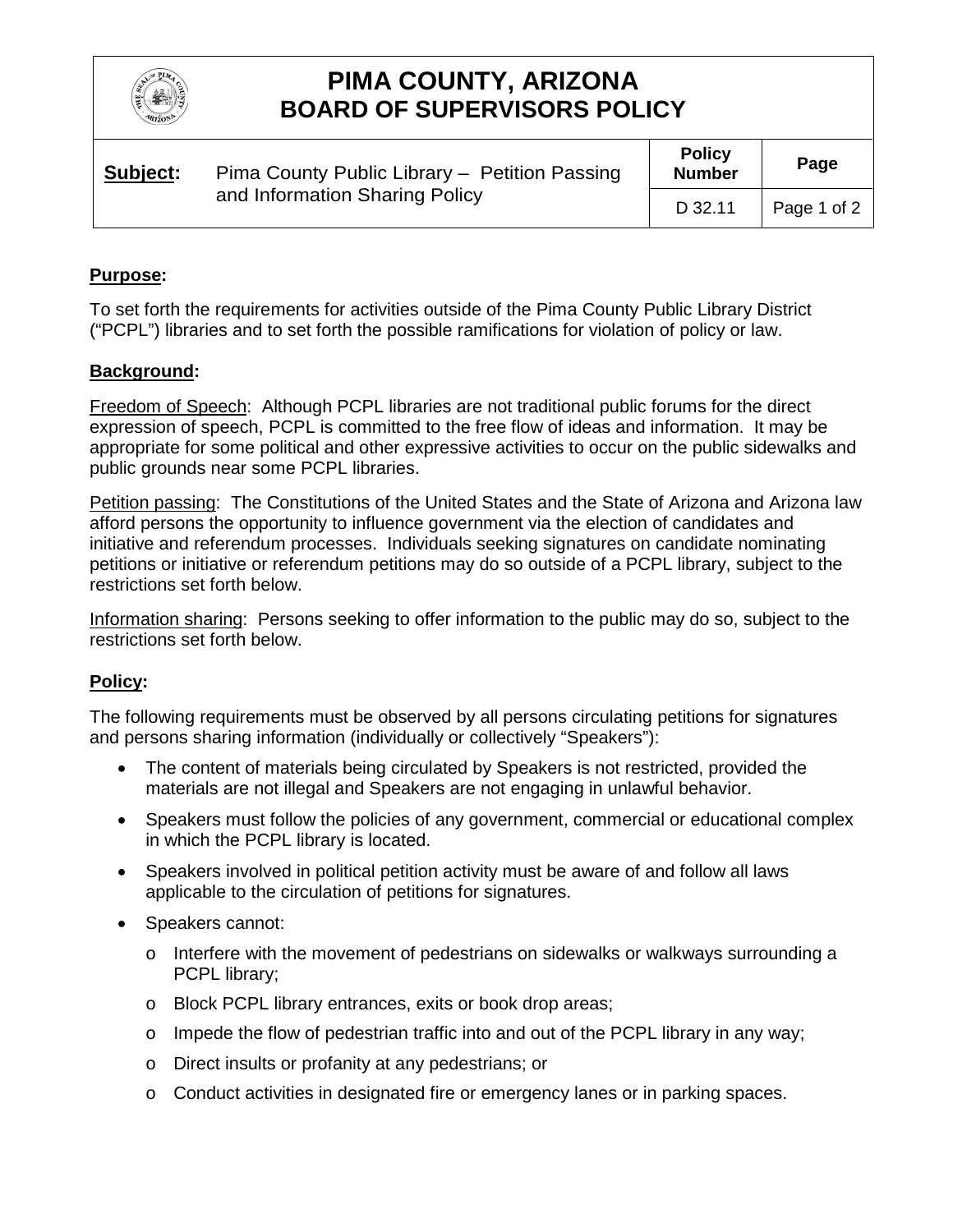# PIMA COUNTY, ARIZONA
# BOARD OF SUPERVISORS POLICY

| Subject: | Pima County Public Library – Petition Passing and Information Sharing Policy | Policy Number | Page |
|---|---|---|---|
| | | D 32.11 | Page 1 of 2 |

## Purpose:

To set forth the requirements for activities outside of the Pima County Public Library District ("PCPL") libraries and to set forth the possible ramifications for violation of policy or law.

## Background:

Freedom of Speech: Although PCPL libraries are not traditional public forums for the direct expression of speech, PCPL is committed to the free flow of ideas and information. It may be appropriate for some political and other expressive activities to occur on the public sidewalks and public grounds near some PCPL libraries.

Petition passing: The Constitutions of the United States and the State of Arizona and Arizona law afford persons the opportunity to influence government via the election of candidates and initiative and referendum processes. Individuals seeking signatures on candidate nominating petitions or initiative or referendum petitions may do so outside of a PCPL library, subject to the restrictions set forth below.

Information sharing: Persons seeking to offer information to the public may do so, subject to the restrictions set forth below.

## Policy:

The following requirements must be observed by all persons circulating petitions for signatures and persons sharing information (individually or collectively "Speakers"):

- The content of materials being circulated by Speakers is not restricted, provided the materials are not illegal and Speakers are not engaging in unlawful behavior.
- Speakers must follow the policies of any government, commercial or educational complex in which the PCPL library is located.
- Speakers involved in political petition activity must be aware of and follow all laws applicable to the circulation of petitions for signatures.
- Speakers cannot:
  - Interfere with the movement of pedestrians on sidewalks or walkways surrounding a PCPL library;
  - Block PCPL library entrances, exits or book drop areas;
  - Impede the flow of pedestrian traffic into and out of the PCPL library in any way;
  - Direct insults or profanity at any pedestrians; or
  - Conduct activities in designated fire or emergency lanes or in parking spaces.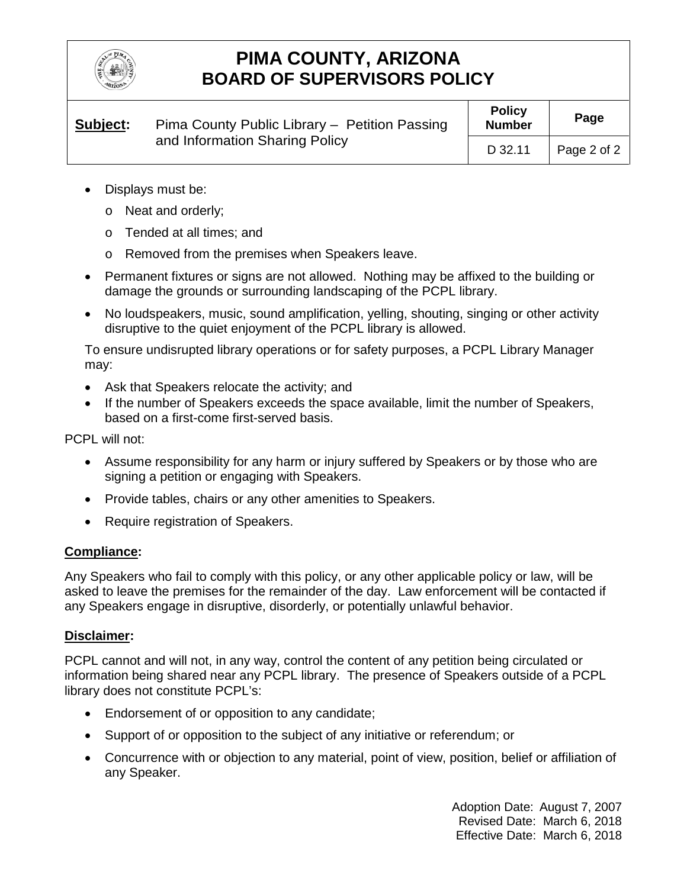- Displays must be:
  - Neat and orderly;
  - Tended at all times; and
  - Removed from the premises when Speakers leave.
- Permanent fixtures or signs are not allowed. Nothing may be affixed to the building or damage the grounds or surrounding landscaping of the PCPL library.
- No loudspeakers, music, sound amplification, yelling, shouting, singing or other activity disruptive to the quiet enjoyment of the PCPL library is allowed.

To ensure undisrupted library operations or for safety purposes, a PCPL Library Manager may:

- Ask that Speakers relocate the activity; and
- If the number of Speakers exceeds the space available, limit the number of Speakers, based on a first-come first-served basis.

PCPL will not:

- Assume responsibility for any harm or injury suffered by Speakers or by those who are signing a petition or engaging with Speakers.
- Provide tables, chairs or any other amenities to Speakers.
- Require registration of Speakers.

## Compliance:

Any Speakers who fail to comply with this policy, or any other applicable policy or law, will be asked to leave the premises for the remainder of the day. Law enforcement will be contacted if any Speakers engage in disruptive, disorderly, or potentially unlawful behavior.

## Disclaimer:

PCPL cannot and will not, in any way, control the content of any petition being circulated or information being shared near any PCPL library. The presence of Speakers outside of a PCPL library does not constitute PCPL's:

- Endorsement of or opposition to any candidate;
- Support of or opposition to the subject of any initiative or referendum; or
- Concurrence with or objection to any material, point of view, position, belief or affiliation of any Speaker.

Adoption Date: August 7, 2007
Revised Date: March 6, 2018
Effective Date: March 6, 2018